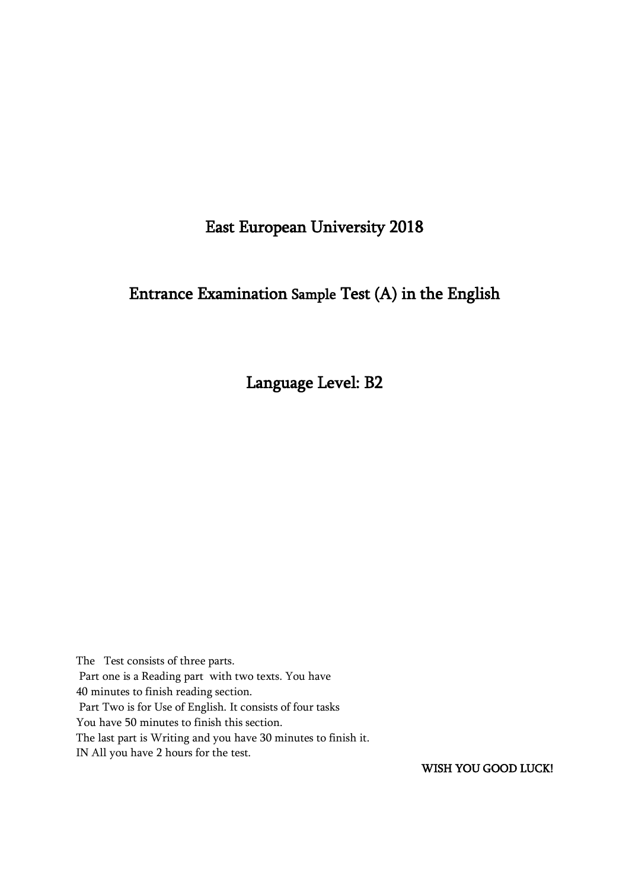# East European University 2018

## Entrance Examination Sample Test (A) in the English

## Language Level: B2

The Test consists of three parts.
Part one is a Reading part with two texts. You have
40 minutes to finish reading section.
Part Two is for Use of English. It consists of four tasks
You have 50 minutes to finish this section.
The last part is Writing and you have 30 minutes to finish it.
IN All you have 2 hours for the test.

WISH YOU GOOD LUCK!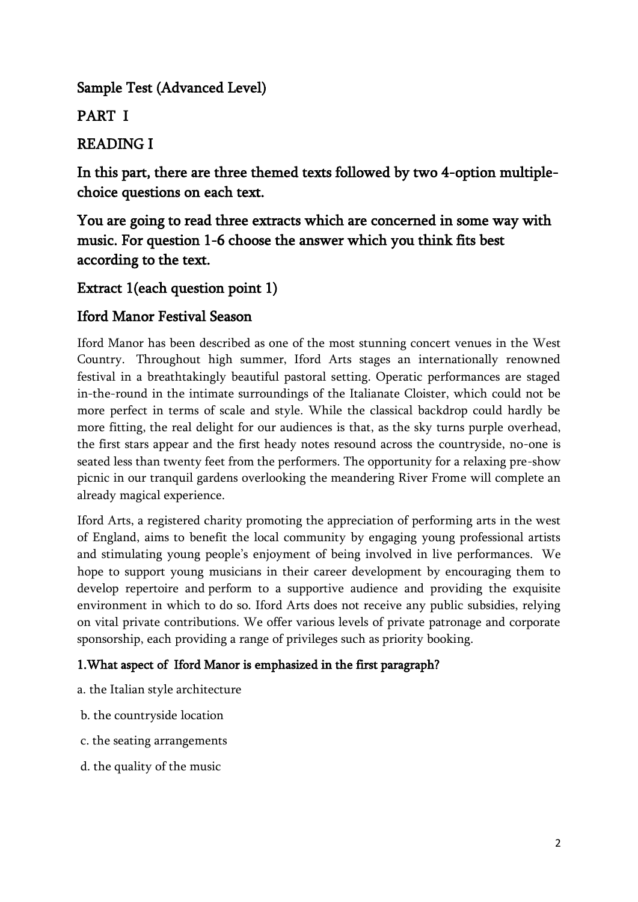## Sample Test (Advanced Level)

## PART I

## READING I

### In this part, there are three themed texts followed by two 4-option multiple-choice questions on each text.

### You are going to read three extracts which are concerned in some way with music. For question 1-6 choose the answer which you think fits best according to the text.

### Extract 1(each question point 1)

### Iford Manor Festival Season

Iford Manor has been described as one of the most stunning concert venues in the West Country. Throughout high summer, Iford Arts stages an internationally renowned festival in a breathtakingly beautiful pastoral setting. Operatic performances are staged in-the-round in the intimate surroundings of the Italianate Cloister, which could not be more perfect in terms of scale and style. While the classical backdrop could hardly be more fitting, the real delight for our audiences is that, as the sky turns purple overhead, the first stars appear and the first heady notes resound across the countryside, no-one is seated less than twenty feet from the performers. The opportunity for a relaxing pre-show picnic in our tranquil gardens overlooking the meandering River Frome will complete an already magical experience.

Iford Arts, a registered charity promoting the appreciation of performing arts in the west of England, aims to benefit the local community by engaging young professional artists and stimulating young people's enjoyment of being involved in live performances. We hope to support young musicians in their career development by encouraging them to develop repertoire and perform to a supportive audience and providing the exquisite environment in which to do so. Iford Arts does not receive any public subsidies, relying on vital private contributions. We offer various levels of private patronage and corporate sponsorship, each providing a range of privileges such as priority booking.

**1.What aspect of Iford Manor is emphasized in the first paragraph?**

a. the Italian style architecture

b. the countryside location

c. the seating arrangements

d. the quality of the music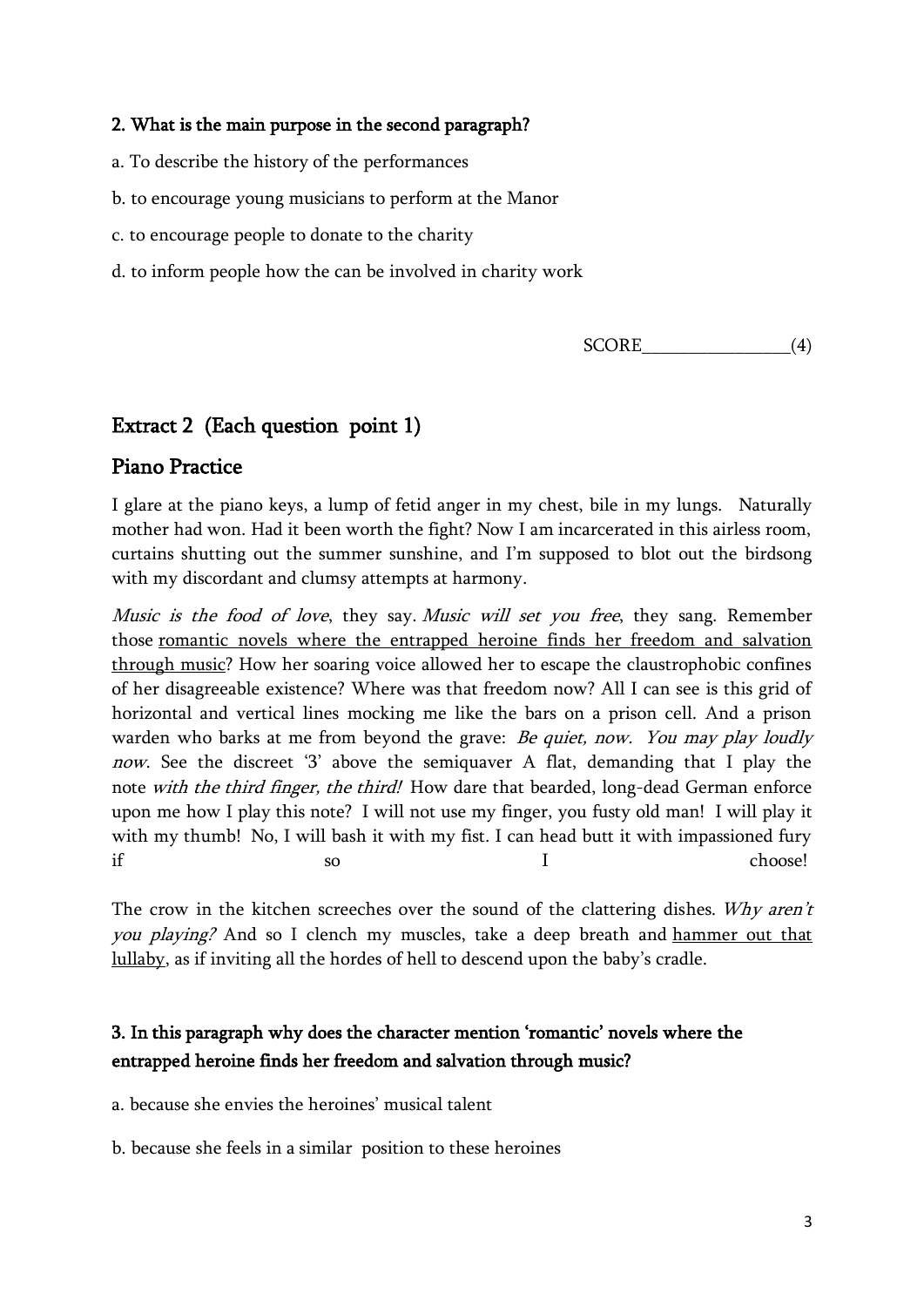**2. What is the main purpose in the second paragraph?**

a. To describe the history of the performances

b. to encourage young musicians to perform at the Manor

c. to encourage people to donate to the charity

d. to inform people how the can be involved in charity work

SCORE________________(4)

## Extract 2 (Each question point 1)

## Piano Practice

I glare at the piano keys, a lump of fetid anger in my chest, bile in my lungs. Naturally mother had won. Had it been worth the fight? Now I am incarcerated in this airless room, curtains shutting out the summer sunshine, and I'm supposed to blot out the birdsong with my discordant and clumsy attempts at harmony.

*Music is the food of love*, they say. *Music will set you free*, they sang. Remember those <u>romantic novels where the entrapped heroine finds her freedom and salvation through music</u>? How her soaring voice allowed her to escape the claustrophobic confines of her disagreeable existence? Where was that freedom now? All I can see is this grid of horizontal and vertical lines mocking me like the bars on a prison cell. And a prison warden who barks at me from beyond the grave: *Be quiet, now. You may play loudly now*. See the discreet '3' above the semiquaver A flat, demanding that I play the note *with the third finger, the third!* How dare that bearded, long-dead German enforce upon me how I play this note? I will not use my finger, you fusty old man! I will play it with my thumb! No, I will bash it with my fist. I can head butt it with impassioned fury if so I choose!

The crow in the kitchen screeches over the sound of the clattering dishes. *Why aren't you playing?* And so I clench my muscles, take a deep breath and <u>hammer out that lullaby</u>, as if inviting all the hordes of hell to descend upon the baby's cradle.

**3. In this paragraph why does the character mention 'romantic' novels where the entrapped heroine finds her freedom and salvation through music?**

a. because she envies the heroines' musical talent

b. because she feels in a similar position to these heroines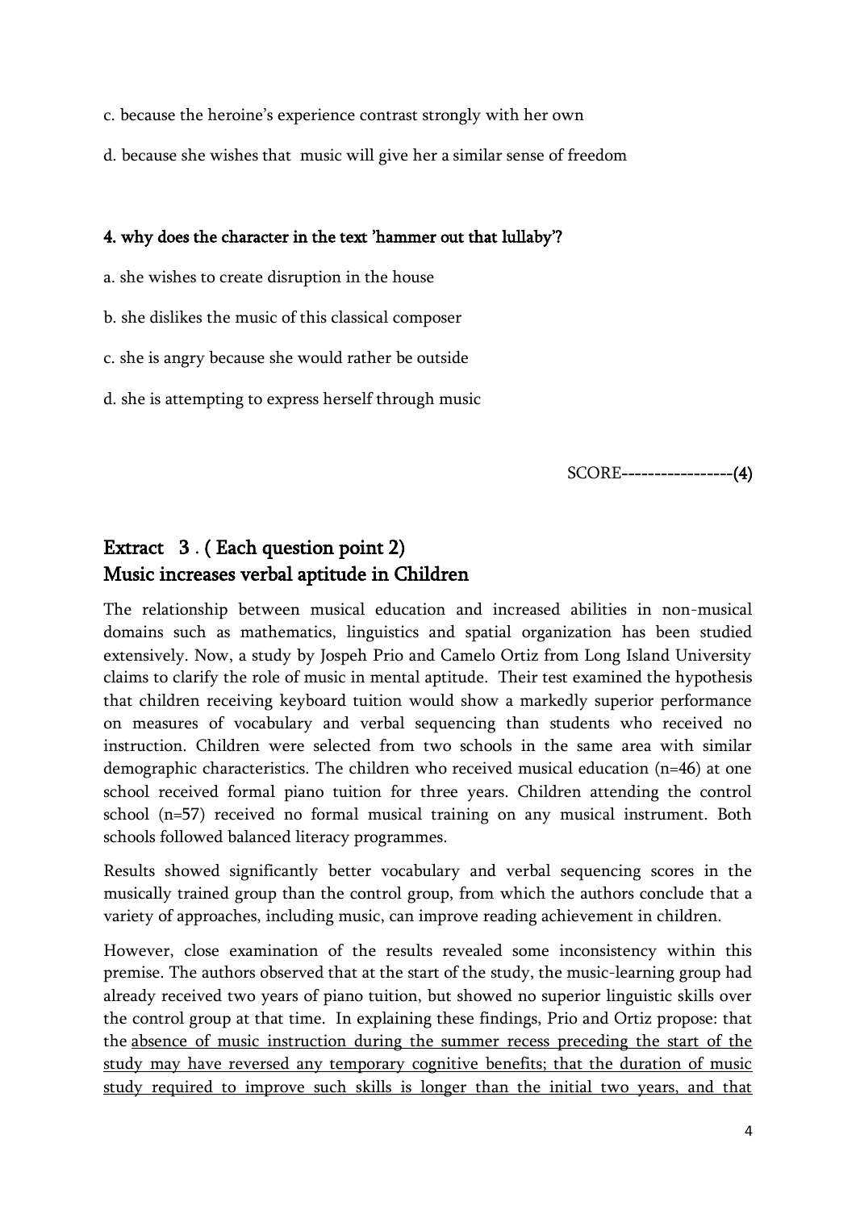c. because the heroine's experience contrast strongly with her own

d. because she wishes that music will give her a similar sense of freedom

**4. why does the character in the text 'hammer out that lullaby'?**

a. she wishes to create disruption in the house

b. she dislikes the music of this classical composer

c. she is angry because she would rather be outside

d. she is attempting to express herself through music

SCORE-----------------**(4)**

## Extract 3 . ( Each question point 2)
## Music increases verbal aptitude in Children

The relationship between musical education and increased abilities in non-musical domains such as mathematics, linguistics and spatial organization has been studied extensively. Now, a study by Jospeh Prio and Camelo Ortiz from Long Island University claims to clarify the role of music in mental aptitude. Their test examined the hypothesis that children receiving keyboard tuition would show a markedly superior performance on measures of vocabulary and verbal sequencing than students who received no instruction. Children were selected from two schools in the same area with similar demographic characteristics. The children who received musical education (n=46) at one school received formal piano tuition for three years. Children attending the control school (n=57) received no formal musical training on any musical instrument. Both schools followed balanced literacy programmes.

Results showed significantly better vocabulary and verbal sequencing scores in the musically trained group than the control group, from which the authors conclude that a variety of approaches, including music, can improve reading achievement in children.

However, close examination of the results revealed some inconsistency within this premise. The authors observed that at the start of the study, the music-learning group had already received two years of piano tuition, but showed no superior linguistic skills over the control group at that time. In explaining these findings, Prio and Ortiz propose: that the <u>absence of music instruction during the summer recess preceding the start of the study may have reversed any temporary cognitive benefits; that the duration of music study required to improve such skills is longer than the initial two years, and that</u>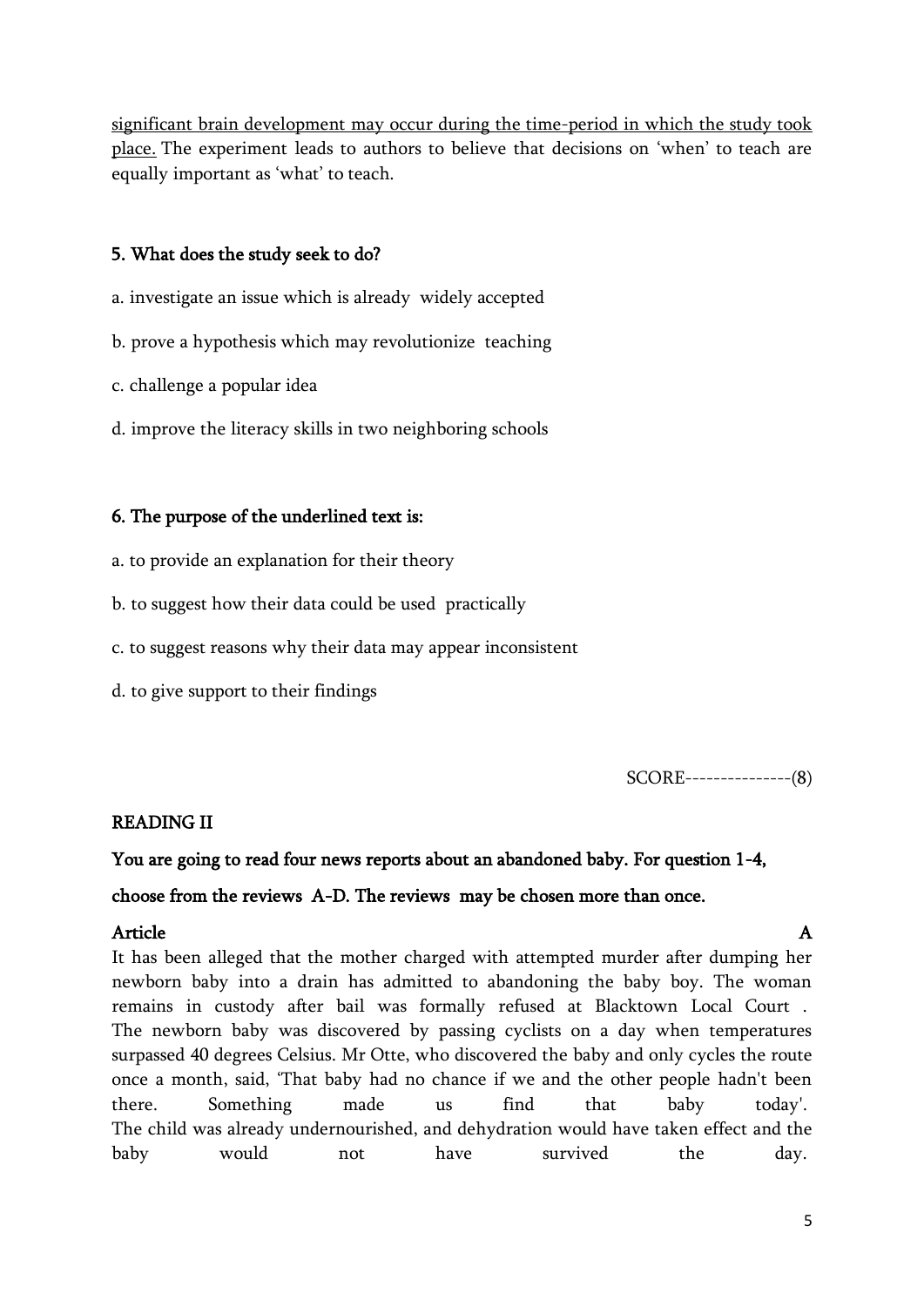<u>significant brain development may occur during the time-period in which the study took place.</u> The experiment leads to authors to believe that decisions on 'when' to teach are equally important as 'what' to teach.

**5. What does the study seek to do?**

a. investigate an issue which is already widely accepted

b. prove a hypothesis which may revolutionize teaching

c. challenge a popular idea

d. improve the literacy skills in two neighboring schools

**6. The purpose of the underlined text is:**

a. to provide an explanation for their theory

b. to suggest how their data could be used practically

c. to suggest reasons why their data may appear inconsistent

d. to give support to their findings

SCORE---------------(8)

## READING II

**You are going to read four news reports about an abandoned baby. For question 1-4, choose from the reviews A-D. The reviews may be chosen more than once.**

**Article A**

It has been alleged that the mother charged with attempted murder after dumping her newborn baby into a drain has admitted to abandoning the baby boy. The woman remains in custody after bail was formally refused at Blacktown Local Court . The newborn baby was discovered by passing cyclists on a day when temperatures surpassed 40 degrees Celsius. Mr Otte, who discovered the baby and only cycles the route once a month, said, 'That baby had no chance if we and the other people hadn't been there. Something made us find that baby today'. The child was already undernourished, and dehydration would have taken effect and the baby would not have survived the day.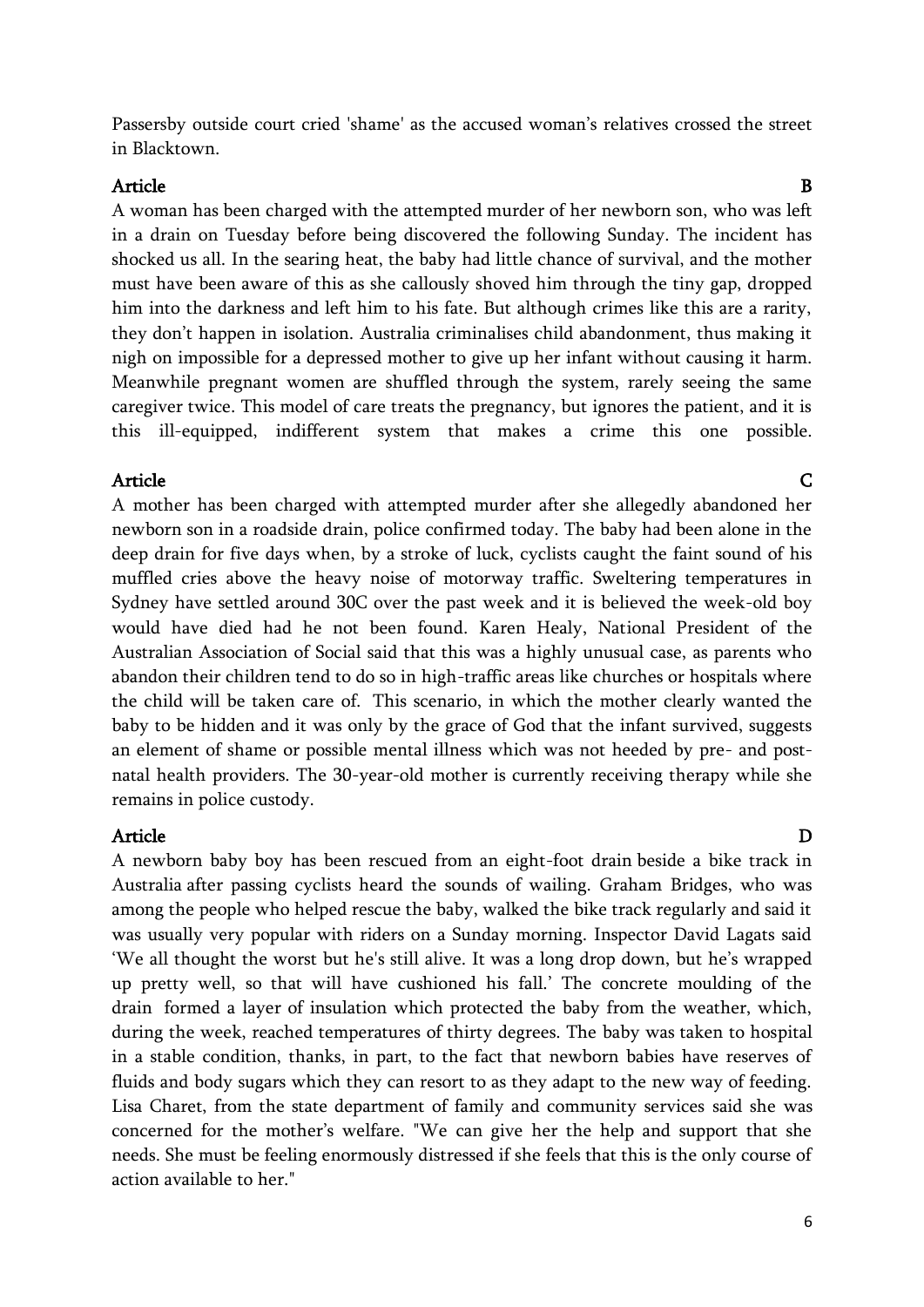Passersby outside court cried 'shame' as the accused woman's relatives crossed the street in Blacktown.

**Article B**

A woman has been charged with the attempted murder of her newborn son, who was left in a drain on Tuesday before being discovered the following Sunday. The incident has shocked us all. In the searing heat, the baby had little chance of survival, and the mother must have been aware of this as she callously shoved him through the tiny gap, dropped him into the darkness and left him to his fate. But although crimes like this are a rarity, they don't happen in isolation. Australia criminalises child abandonment, thus making it nigh on impossible for a depressed mother to give up her infant without causing it harm. Meanwhile pregnant women are shuffled through the system, rarely seeing the same caregiver twice. This model of care treats the pregnancy, but ignores the patient, and it is this ill-equipped, indifferent system that makes a crime this one possible.

**Article C**

A mother has been charged with attempted murder after she allegedly abandoned her newborn son in a roadside drain, police confirmed today. The baby had been alone in the deep drain for five days when, by a stroke of luck, cyclists caught the faint sound of his muffled cries above the heavy noise of motorway traffic. Sweltering temperatures in Sydney have settled around 30C over the past week and it is believed the week-old boy would have died had he not been found. Karen Healy, National President of the Australian Association of Social said that this was a highly unusual case, as parents who abandon their children tend to do so in high-traffic areas like churches or hospitals where the child will be taken care of. This scenario, in which the mother clearly wanted the baby to be hidden and it was only by the grace of God that the infant survived, suggests an element of shame or possible mental illness which was not heeded by pre- and post-natal health providers. The 30-year-old mother is currently receiving therapy while she remains in police custody.

**Article D**

A newborn baby boy has been rescued from an eight-foot drain beside a bike track in Australia after passing cyclists heard the sounds of wailing. Graham Bridges, who was among the people who helped rescue the baby, walked the bike track regularly and said it was usually very popular with riders on a Sunday morning. Inspector David Lagats said 'We all thought the worst but he's still alive. It was a long drop down, but he's wrapped up pretty well, so that will have cushioned his fall.' The concrete moulding of the drain formed a layer of insulation which protected the baby from the weather, which, during the week, reached temperatures of thirty degrees. The baby was taken to hospital in a stable condition, thanks, in part, to the fact that newborn babies have reserves of fluids and body sugars which they can resort to as they adapt to the new way of feeding. Lisa Charet, from the state department of family and community services said she was concerned for the mother's welfare. "We can give her the help and support that she needs. She must be feeling enormously distressed if she feels that this is the only course of action available to her."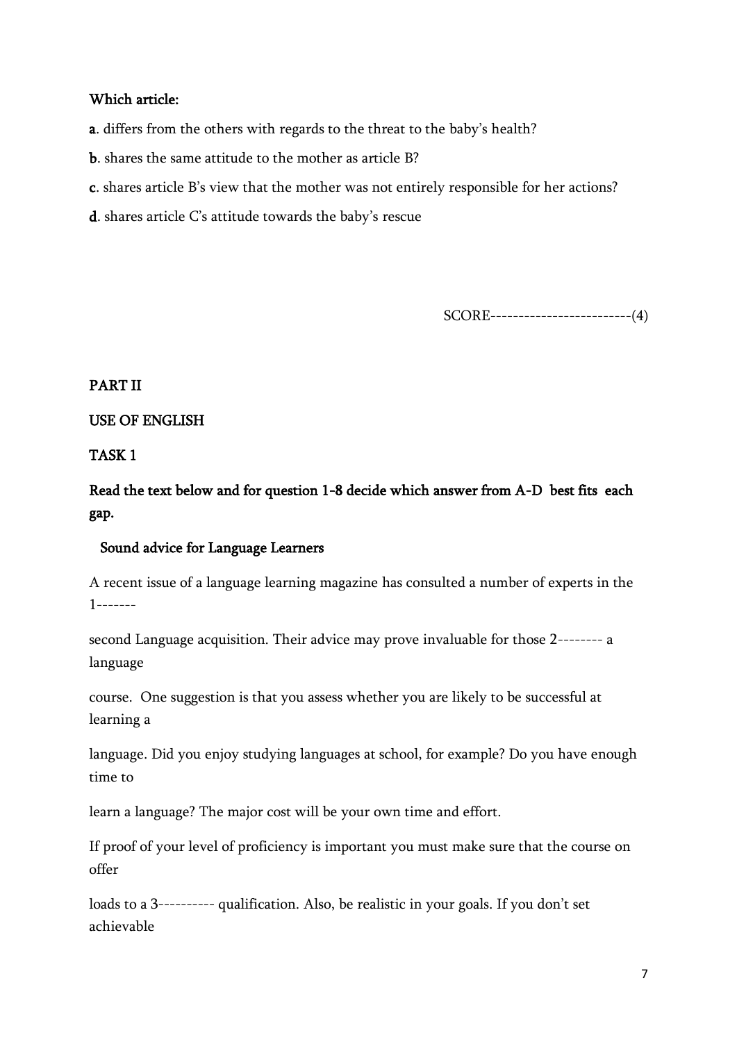**Which article:**

**a**. differs from the others with regards to the threat to the baby's health?

**b**. shares the same attitude to the mother as article B?

**c**. shares article B's view that the mother was not entirely responsible for her actions?

**d**. shares article C's attitude towards the baby's rescue

SCORE------------------------(4)

**PART II**

**USE OF ENGLISH**

**TASK 1**

**Read the text below and for question 1-8 decide which answer from A-D best fits each gap.**

**Sound advice for Language Learners**

A recent issue of a language learning magazine has consulted a number of experts in the 1-------

second Language acquisition. Their advice may prove invaluable for those 2-------- a language

course. One suggestion is that you assess whether you are likely to be successful at learning a

language. Did you enjoy studying languages at school, for example? Do you have enough time to

learn a language? The major cost will be your own time and effort.

If proof of your level of proficiency is important you must make sure that the course on offer

loads to a 3---------- qualification. Also, be realistic in your goals. If you don't set achievable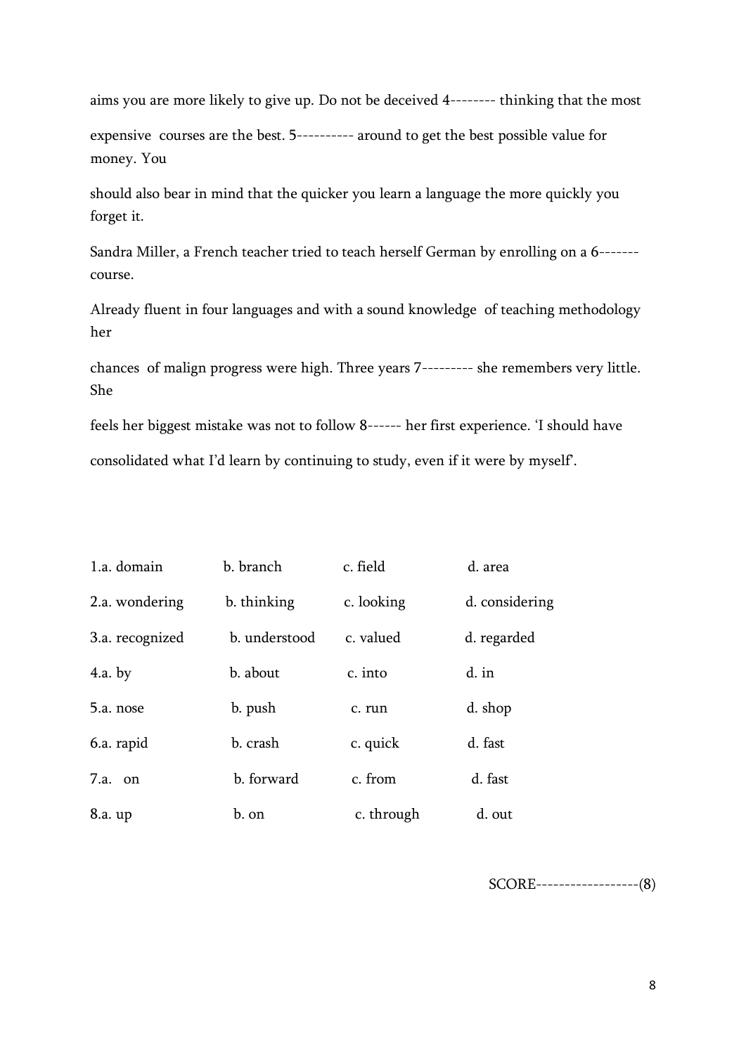aims you are more likely to give up. Do not be deceived 4-------- thinking that the most

expensive courses are the best. 5---------- around to get the best possible value for money. You

should also bear in mind that the quicker you learn a language the more quickly you forget it.

Sandra Miller, a French teacher tried to teach herself German by enrolling on a 6------- course.

Already fluent in four languages and with a sound knowledge of teaching methodology her

chances of malign progress were high. Three years 7--------- she remembers very little. She

feels her biggest mistake was not to follow 8------ her first experience. 'I should have

consolidated what I'd learn by continuing to study, even if it were by myself'.

| | | | |
|---|---|---|---|
| 1.a. domain | b. branch | c. field | d. area |
| 2.a. wondering | b. thinking | c. looking | d. considering |
| 3.a. recognized | b. understood | c. valued | d. regarded |
| 4.a. by | b. about | c. into | d. in |
| 5.a. nose | b. push | c. run | d. shop |
| 6.a. rapid | b. crash | c. quick | d. fast |
| 7.a. on | b. forward | c. from | d. fast |
| 8.a. up | b. on | c. through | d. out |

SCORE------------------(8)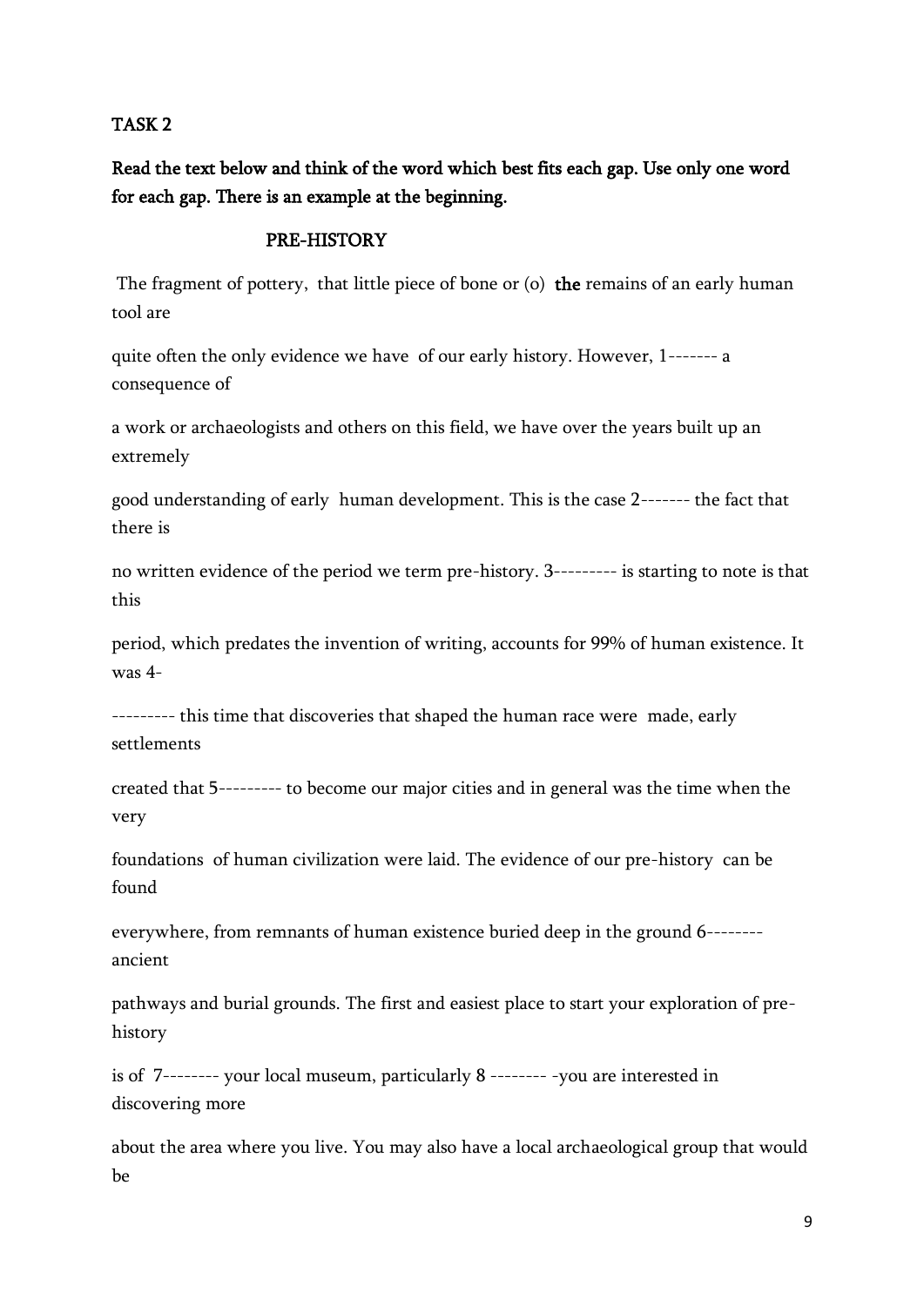**TASK 2**

**Read the text below and think of the word which best fits each gap. Use only one word for each gap. There is an example at the beginning.**

**PRE-HISTORY**

The fragment of pottery, that little piece of bone or (o) **the** remains of an early human tool are quite often the only evidence we have of our early history. However, 1------- a consequence of a work or archaeologists and others on this field, we have over the years built up an extremely good understanding of early human development. This is the case 2------- the fact that there is no written evidence of the period we term pre-history. 3--------- is starting to note is that this period, which predates the invention of writing, accounts for 99% of human existence. It was 4---------- this time that discoveries that shaped the human race were made, early settlements created that 5--------- to become our major cities and in general was the time when the very foundations of human civilization were laid. The evidence of our pre-history can be found everywhere, from remnants of human existence buried deep in the ground 6-------- ancient pathways and burial grounds. The first and easiest place to start your exploration of pre-history is of 7-------- your local museum, particularly 8 -------- -you are interested in discovering more about the area where you live. You may also have a local archaeological group that would be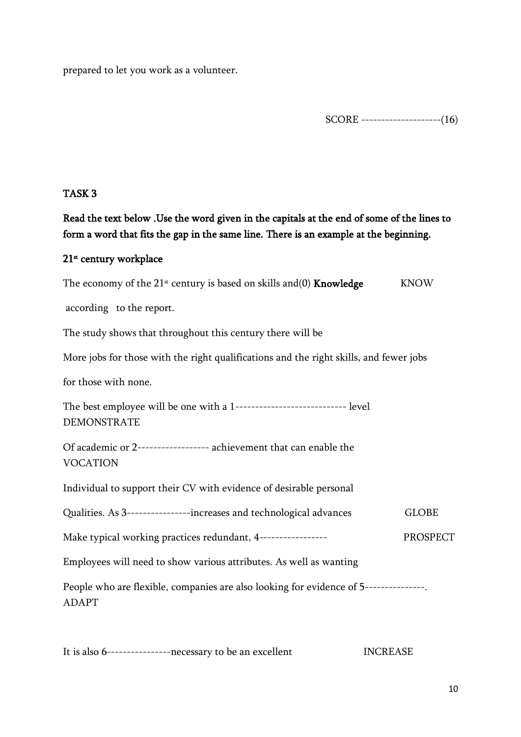prepared to let you work as a volunteer.

SCORE --------------------(16)

**TASK 3**

**Read the text below .Use the word given in the capitals at the end of some of the lines to form a word that fits the gap in the same line. There is an example at the beginning.**

**21st century workplace**

The economy of the 21st century is based on skills and(0) **Knowledge** KNOW

according to the report.

The study shows that throughout this century there will be

More jobs for those with the right qualifications and the right skills, and fewer jobs

for those with none.

The best employee will be one with a 1---------------------------- level DEMONSTRATE

Of academic or 2------------------ achievement that can enable the VOCATION

Individual to support their CV with evidence of desirable personal

Qualities. As 3----------------increases and technological advances GLOBE

Make typical working practices redundant, 4----------------- PROSPECT

Employees will need to show various attributes. As well as wanting

People who are flexible, companies are also looking for evidence of 5---------------. ADAPT

It is also 6----------------necessary to be an excellent INCREASE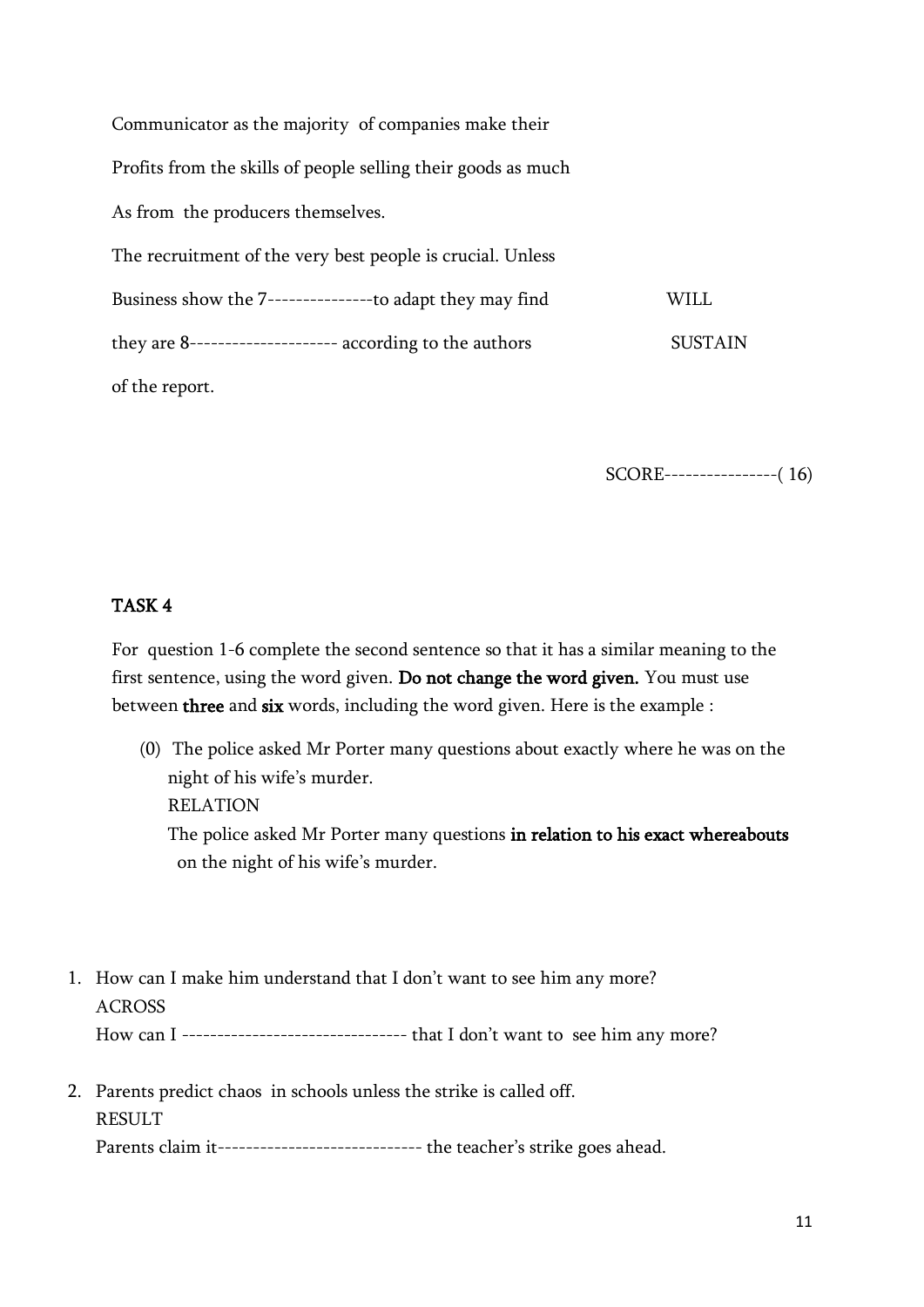Communicator as the majority of companies make their

Profits from the skills of people selling their goods as much

As from the producers themselves.

The recruitment of the very best people is crucial. Unless

Business show the 7---------------to adapt they may find                WILL

they are 8--------------------- according to the authors                SUSTAIN

of the report.

SCORE----------------( 16)

## TASK 4

For question 1-6 complete the second sentence so that it has a similar meaning to the first sentence, using the word given. **Do not change the word given.** You must use between **three** and **six** words, including the word given. Here is the example :

(0) The police asked Mr Porter many questions about exactly where he was on the night of his wife's murder.
RELATION
The police asked Mr Porter many questions **in relation to his exact whereabouts** on the night of his wife's murder.

1. How can I make him understand that I don't want to see him any more?
   ACROSS
   How can I -------------------------------- that I don't want to see him any more?

2. Parents predict chaos in schools unless the strike is called off.
   RESULT
   Parents claim it----------------------------- the teacher's strike goes ahead.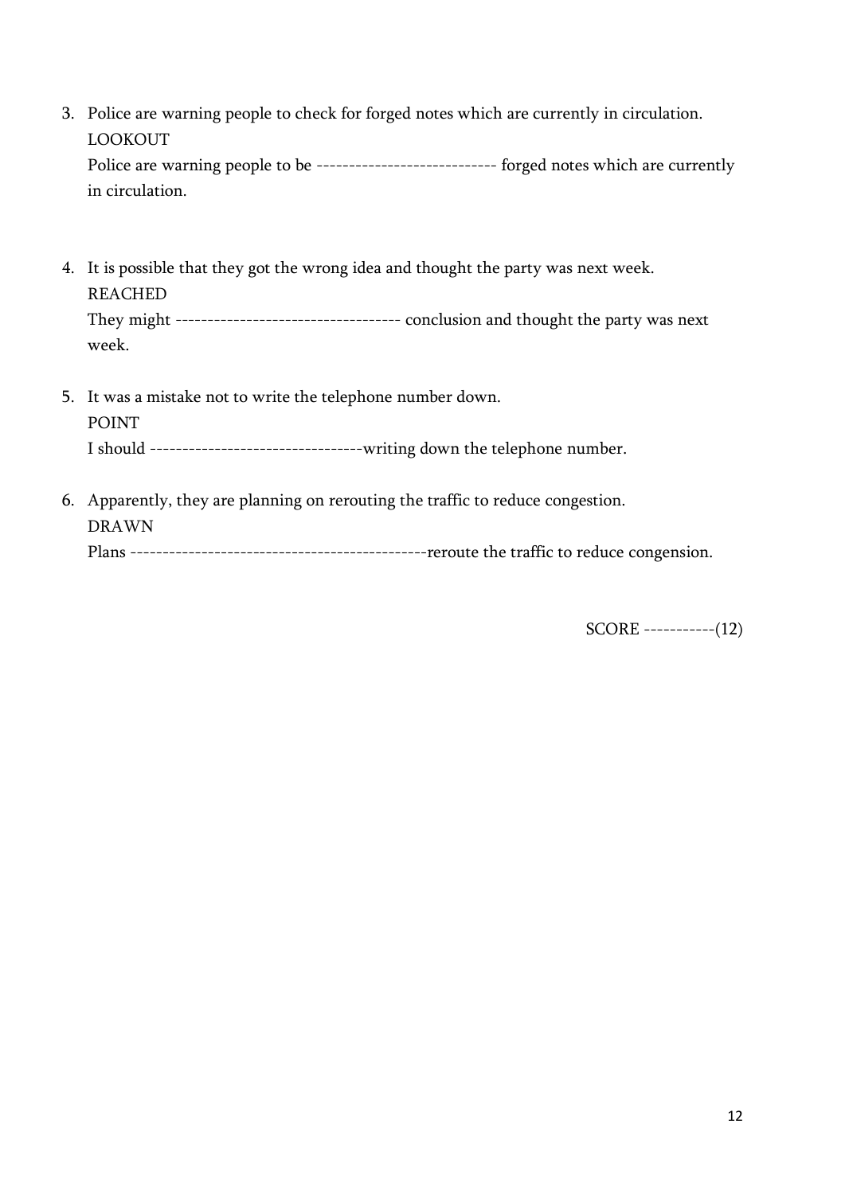3. Police are warning people to check for forged notes which are currently in circulation.
   LOOKOUT
   Police are warning people to be ---------------------------- forged notes which are currently in circulation.

4. It is possible that they got the wrong idea and thought the party was next week.
   REACHED
   They might ---------------------------------- conclusion and thought the party was next week.

5. It was a mistake not to write the telephone number down.
   POINT
   I should ---------------------------------writing down the telephone number.

6. Apparently, they are planning on rerouting the traffic to reduce congestion.
   DRAWN
   Plans ----------------------------------------------reroute the traffic to reduce congension.

SCORE -----------(12)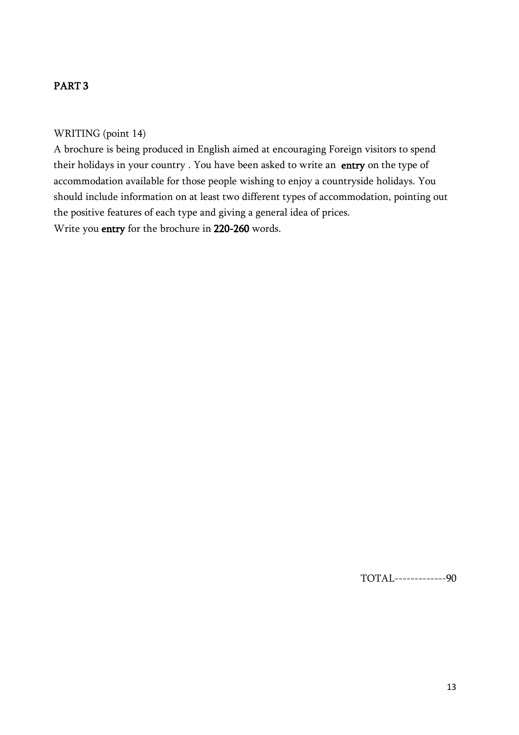## PART 3

WRITING (point 14)

A brochure is being produced in English aimed at encouraging Foreign visitors to spend their holidays in your country . You have been asked to write an **entry** on the type of accommodation available for those people wishing to enjoy a countryside holidays. You should include information on at least two different types of accommodation, pointing out the positive features of each type and giving a general idea of prices.

Write you **entry** for the brochure in **220-260** words.

TOTAL-------------90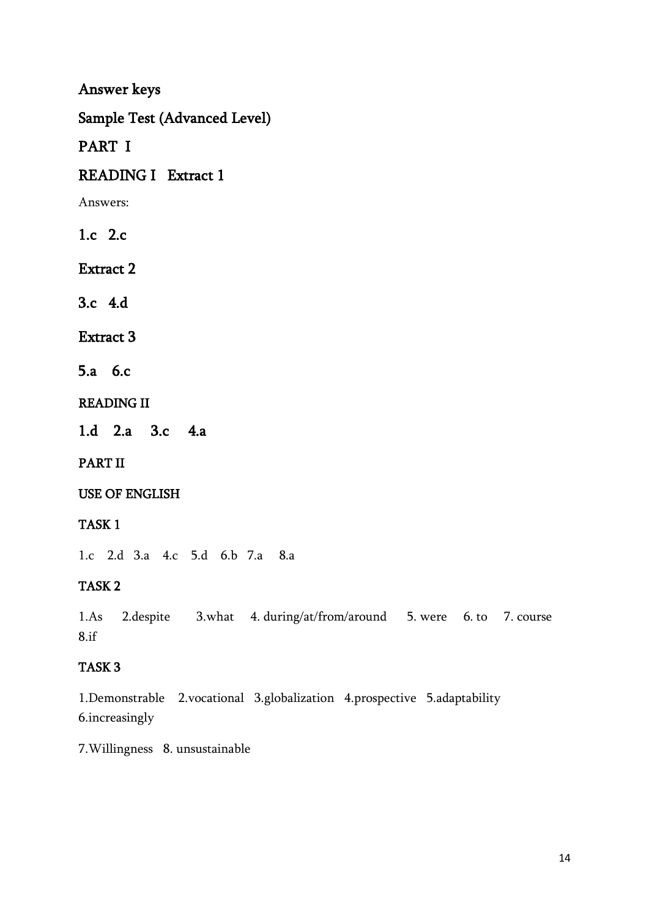# Answer keys

## Sample Test (Advanced Level)

## PART I

### READING I Extract 1

Answers:

**1.c 2.c**

### Extract 2

**3.c 4.d**

### Extract 3

**5.a 6.c**

### READING II

**1.d 2.a 3.c 4.a**

## PART II

### USE OF ENGLISH

#### TASK 1

1.c 2.d 3.a 4.c 5.d 6.b 7.a 8.a

#### TASK 2

1.As 2.despite 3.what 4. during/at/from/around 5. were 6. to 7. course 8.if

#### TASK 3

1.Demonstrable 2.vocational 3.globalization 4.prospective 5.adaptability 6.increasingly

7.Willingness 8. unsustainable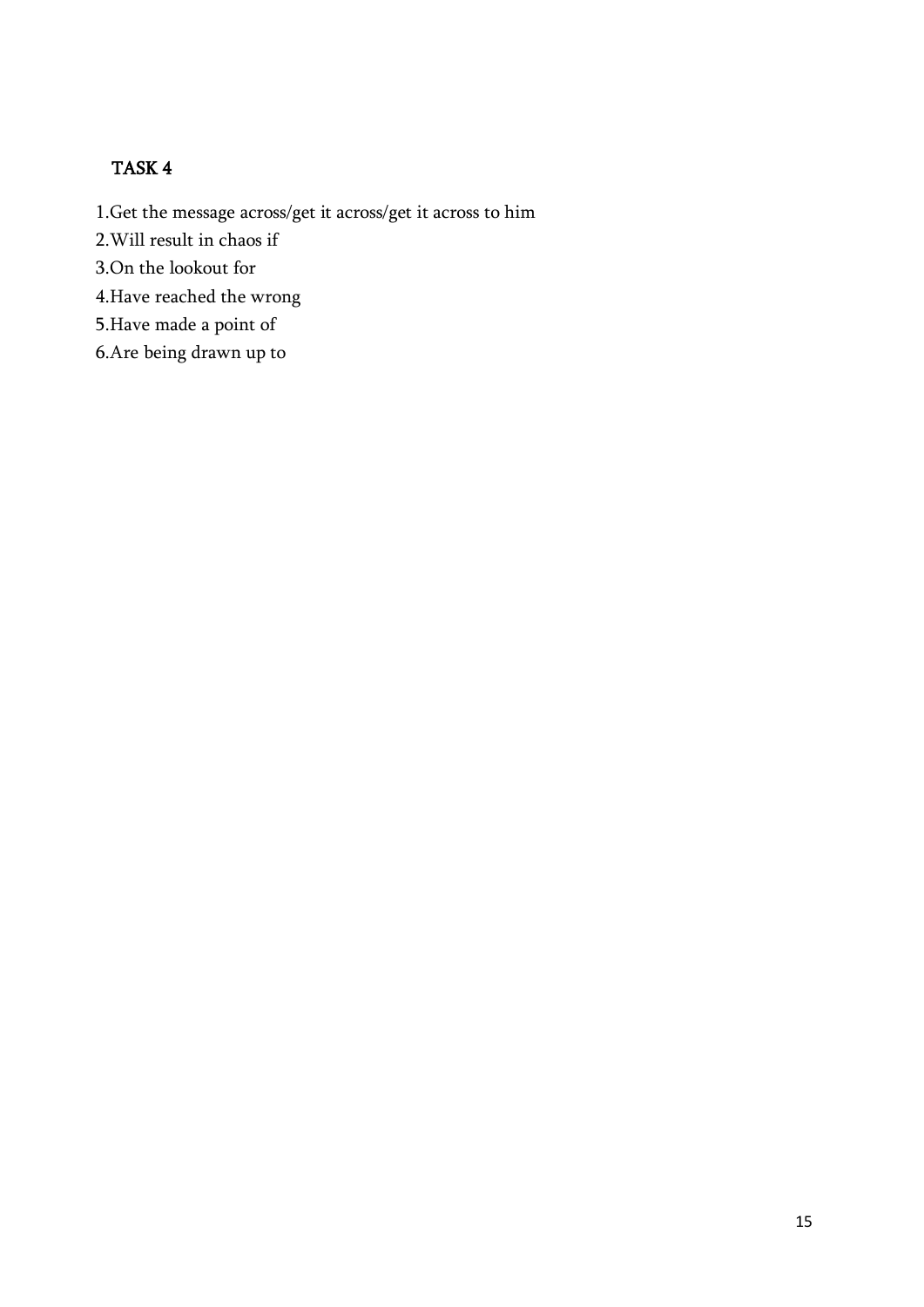## TASK 4

1.Get the message across/get it across/get it across to him
2.Will result in chaos if
3.On the lookout for
4.Have reached the wrong
5.Have made a point of
6.Are being drawn up to